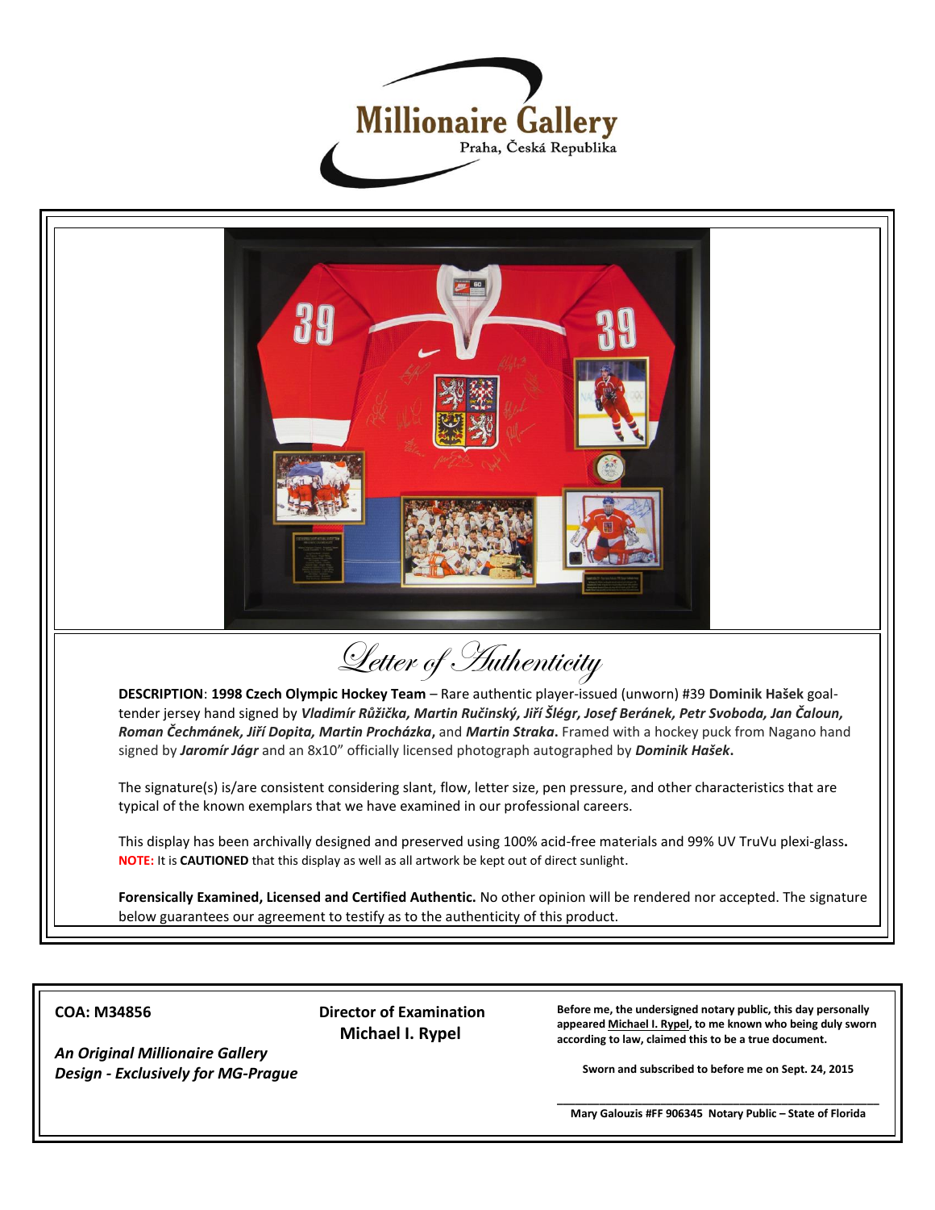# Millionaire Gallery

Praha, Česká Republika

## Letter of Authenticity

**DESCRIPTION**: **1998 Czech Olympic Hockey Team** – Rare authentic player-issued (unworn) #39 **Dominik Hašek** goal-tender jersey hand signed by ***Vladimír Růžička, Martin Ručinský, Jiří Šlégr, Josef Beránek, Petr Svoboda, Jan Čaloun, Roman Čechmánek, Jiří Dopita, Martin Procházka***, and ***Martin Straka***. Framed with a hockey puck from Nagano hand signed by ***Jaromír Jágr*** and an 8x10" officially licensed photograph autographed by ***Dominik Hašek***.

The signature(s) is/are consistent considering slant, flow, letter size, pen pressure, and other characteristics that are typical of the known exemplars that we have examined in our professional careers.

This display has been archivally designed and preserved using 100% acid-free materials and 99% UV TruVu plexi-glass**.**
**NOTE:** It is **CAUTIONED** that this display as well as all artwork be kept out of direct sunlight.

**Forensically Examined, Licensed and Certified Authentic.** No other opinion will be rendered nor accepted. The signature below guarantees our agreement to testify as to the authenticity of this product.

---

**COA: M34856**

***An Original Millionaire Gallery Design - Exclusively for MG-Prague***

**Director of Examination**
**Michael I. Rypel**

**Before me, the undersigned notary public, this day personally appeared Michael I. Rypel, to me known who being duly sworn according to law, claimed this to be a true document.**

**Sworn and subscribed to before me on Sept. 24, 2015**

______________________________________________

**Mary Galouzis #FF 906345 Notary Public – State of Florida**